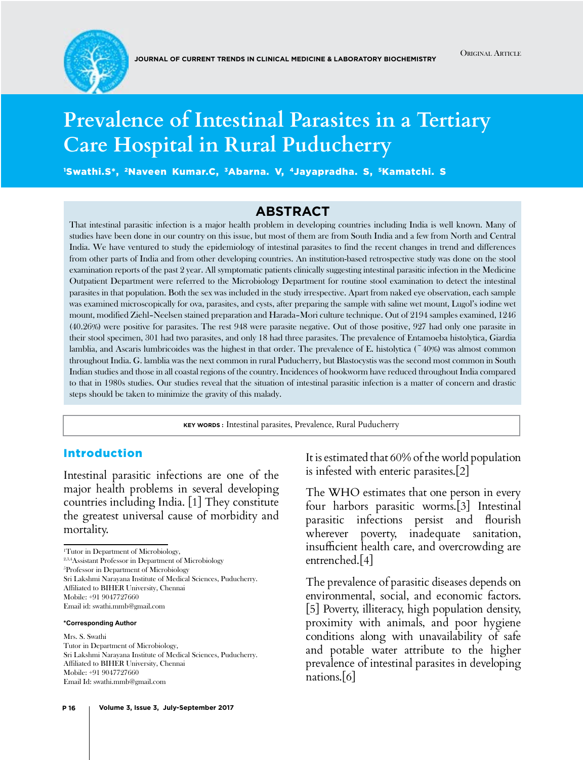ORIGINAL ARTICLE

# Prevalence of Intestinal Parasites in a Tertiary Care Hospital in Rural Puducherry

[1]Swathi.S*, [2]Naveen Kumar.C, [3]Abarna. V, [4]Jayapradha. S, [5]Kamatchi. S

## ABSTRACT

That intestinal parasitic infection is a major health problem in developing countries including India is well known. Many of studies have been done in our country on this issue, but most of them are from South India and a few from North and Central India. We have ventured to study the epidemiology of intestinal parasites to find the recent changes in trend and differences from other parts of India and from other developing countries. An institution-based retrospective study was done on the stool examination reports of the past 2 year. All symptomatic patients clinically suggesting intestinal parasitic infection in the Medicine Outpatient Department were referred to the Microbiology Department for routine stool examination to detect the intestinal parasites in that population. Both the sex was included in the study irrespective. Apart from naked eye observation, each sample was examined microscopically for ova, parasites, and cysts, after preparing the sample with saline wet mount, Lugol's iodine wet mount, modified Ziehl–Neelsen stained preparation and Harada–Mori culture technique. Out of 2194 samples examined, 1246 (40.26%) were positive for parasites. The rest 948 were parasite negative. Out of those positive, 927 had only one parasite in their stool specimen, 301 had two parasites, and only 18 had three parasites. The prevalence of Entamoeba histolytica, Giardia lamblia, and Ascaris lumbricoides was the highest in that order. The prevalence of E. histolytica (~40%) was almost common throughout India. G. lamblia was the next common in rural Puducherry, but Blastocystis was the second most common in South Indian studies and those in all coastal regions of the country. Incidences of hookworm have reduced throughout India compared to that in 1980s studies. Our studies reveal that the situation of intestinal parasitic infection is a matter of concern and drastic steps should be taken to minimize the gravity of this malady.

**KEY WORDS :** Intestinal parasites, Prevalence, Rural Puducherry

## Introduction

Intestinal parasitic infections are one of the major health problems in several developing countries including India. [1] They constitute the greatest universal cause of morbidity and mortality.

It is estimated that 60% of the world population is infested with enteric parasites.[2]

The WHO estimates that one person in every four harbors parasitic worms.[3] Intestinal parasitic infections persist and flourish wherever poverty, inadequate sanitation, insufficient health care, and overcrowding are entrenched.[4]

The prevalence of parasitic diseases depends on environmental, social, and economic factors.[5] Poverty, illiteracy, high population density, proximity with animals, and poor hygiene conditions along with unavailability of safe and potable water attribute to the higher prevalence of intestinal parasites in developing nations.[6]

[1]Tutor in Department of Microbiology,
[2,3,4]Assistant Professor in Department of Microbiology
[5]Professor in Department of Microbiology
Sri Lakshmi Narayana Institute of Medical Sciences, Puducherry.
Affiliated to BIHER University, Chennai
Mobile: +91 9047727660
Email id: swathi.mmb@gmail.com

**\*Corresponding Author**

Mrs. S. Swathi
Tutor in Department of Microbiology,
Sri Lakshmi Narayana Institute of Medical Sciences, Puducherry.
Affiliated to BIHER University, Chennai
Mobile: +91 9047727660
Email Id: swathi.mmb@gmail.com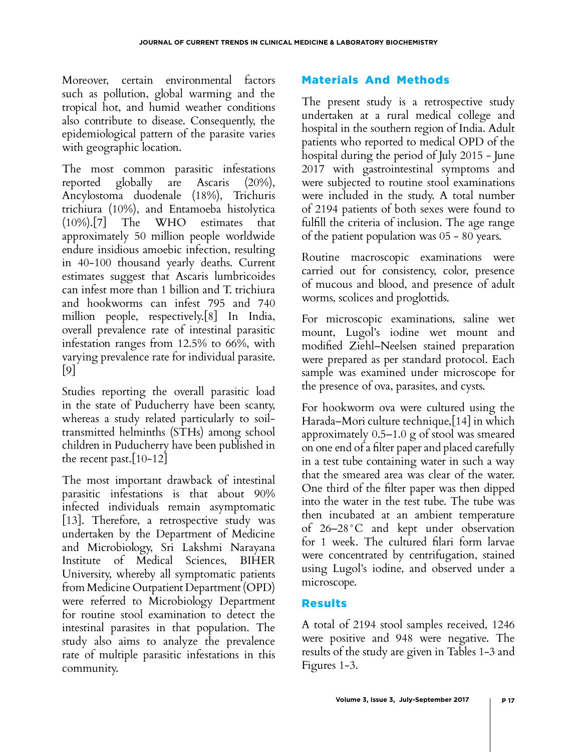Moreover, certain environmental factors such as pollution, global warming and the tropical hot, and humid weather conditions also contribute to disease. Consequently, the epidemiological pattern of the parasite varies with geographic location.

The most common parasitic infestations reported globally are Ascaris (20%), Ancylostoma duodenale (18%), Trichuris trichiura (10%), and Entamoeba histolytica (10%).[7] The WHO estimates that approximately 50 million people worldwide endure insidious amoebic infection, resulting in 40-100 thousand yearly deaths. Current estimates suggest that Ascaris lumbricoides can infest more than 1 billion and T. trichiura and hookworms can infest 795 and 740 million people, respectively.[8] In India, overall prevalence rate of intestinal parasitic infestation ranges from 12.5% to 66%, with varying prevalence rate for individual parasite.[9]

Studies reporting the overall parasitic load in the state of Puducherry have been scanty, whereas a study related particularly to soil-transmitted helminths (STHs) among school children in Puducherry have been published in the recent past.[10-12]

The most important drawback of intestinal parasitic infestations is that about 90% infected individuals remain asymptomatic [13]. Therefore, a retrospective study was undertaken by the Department of Medicine and Microbiology, Sri Lakshmi Narayana Institute of Medical Sciences, BIHER University, whereby all symptomatic patients from Medicine Outpatient Department (OPD) were referred to Microbiology Department for routine stool examination to detect the intestinal parasites in that population. The study also aims to analyze the prevalence rate of multiple parasitic infestations in this community.

## Materials And Methods

The present study is a retrospective study undertaken at a rural medical college and hospital in the southern region of India. Adult patients who reported to medical OPD of the hospital during the period of July 2015 - June 2017 with gastrointestinal symptoms and were subjected to routine stool examinations were included in the study. A total number of 2194 patients of both sexes were found to fulfill the criteria of inclusion. The age range of the patient population was 05 - 80 years.

Routine macroscopic examinations were carried out for consistency, color, presence of mucous and blood, and presence of adult worms, scolices and proglottids.

For microscopic examinations, saline wet mount, Lugol's iodine wet mount and modified Ziehl–Neelsen stained preparation were prepared as per standard protocol. Each sample was examined under microscope for the presence of ova, parasites, and cysts.

For hookworm ova were cultured using the Harada–Mori culture technique,[14] in which approximately 0.5–1.0 g of stool was smeared on one end of a filter paper and placed carefully in a test tube containing water in such a way that the smeared area was clear of the water. One third of the filter paper was then dipped into the water in the test tube. The tube was then incubated at an ambient temperature of 26–28°C and kept under observation for 1 week. The cultured filari form larvae were concentrated by centrifugation, stained using Lugol's iodine, and observed under a microscope.

## Results

A total of 2194 stool samples received, 1246 were positive and 948 were negative. The results of the study are given in Tables 1-3 and Figures 1-3.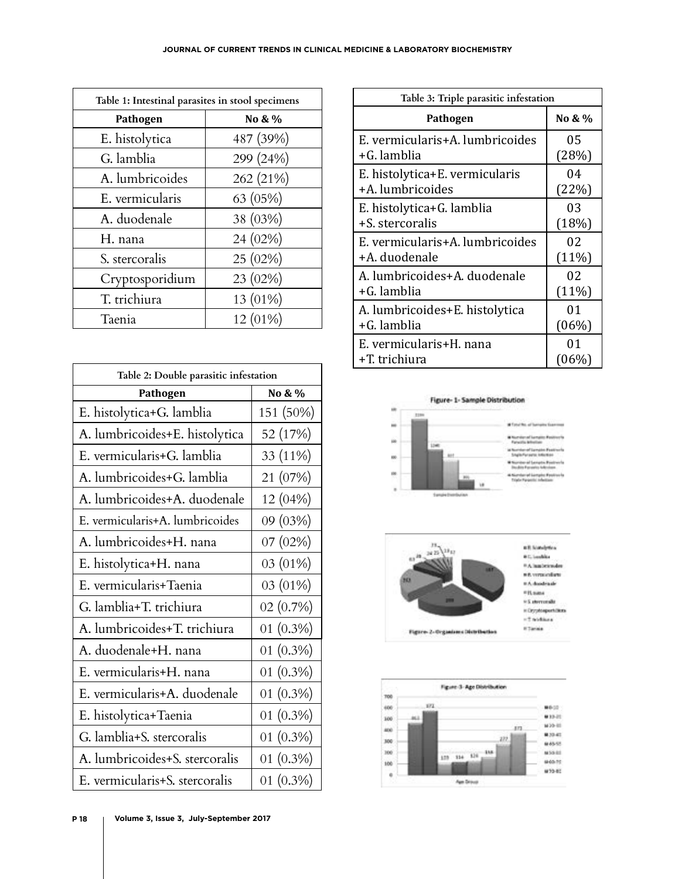| Table 1: Intestinal parasites in stool specimens | |
|---|---|
| **Pathogen** | **No & %** |
| E. histolytica | 487 (39%) |
| G. lamblia | 299 (24%) |
| A. lumbricoides | 262 (21%) |
| E. vermicularis | 63 (05%) |
| A. duodenale | 38 (03%) |
| H. nana | 24 (02%) |
| S. stercoralis | 25 (02%) |
| Cryptosporidium | 23 (02%) |
| T. trichiura | 13 (01%) |
| Taenia | 12 (01%) |

| Table 2: Double parasitic infestation | |
|---|---|
| **Pathogen** | **No & %** |
| E. histolytica+G. lamblia | 151 (50%) |
| A. lumbricoides+E. histolytica | 52 (17%) |
| E. vermicularis+G. lamblia | 33 (11%) |
| A. lumbricoides+G. lamblia | 21 (07%) |
| A. lumbricoides+A. duodenale | 12 (04%) |
| E. vermicularis+A. lumbricoides | 09 (03%) |
| A. lumbricoides+H. nana | 07 (02%) |
| E. histolytica+H. nana | 03 (01%) |
| E. vermicularis+Taenia | 03 (01%) |
| G. lamblia+T. trichiura | 02 (0.7%) |
| A. lumbricoides+T. trichiura | 01 (0.3%) |
| A. duodenale+H. nana | 01 (0.3%) |
| E. vermicularis+H. nana | 01 (0.3%) |
| E. vermicularis+A. duodenale | 01 (0.3%) |
| E. histolytica+Taenia | 01 (0.3%) |
| G. lamblia+S. stercoralis | 01 (0.3%) |
| A. lumbricoides+S. stercoralis | 01 (0.3%) |
| E. vermicularis+S. stercoralis | 01 (0.3%) |

| Table 3: Triple parasitic infestation | |
|---|---|
| **Pathogen** | **No & %** |
| E. vermicularis+A. lumbricoides +G. lamblia | 05 (28%) |
| E. histolytica+E. vermicularis +A. lumbricoides | 04 (22%) |
| E. histolytica+G. lamblia +S. stercoralis | 03 (18%) |
| E. vermicularis+A. lumbricoides +A. duodenale | 02 (11%) |
| A. lumbricoides+A. duodenale +G. lamblia | 02 (11%) |
| A. lumbricoides+E. histolytica +G. lamblia | 01 (06%) |
| E. vermicularis+H. nana +T. trichiura | 01 (06%) |

Figure- 1- Sample Distribution

Figure- 2- Organisms Distribution

Figure- 3- Age Distribution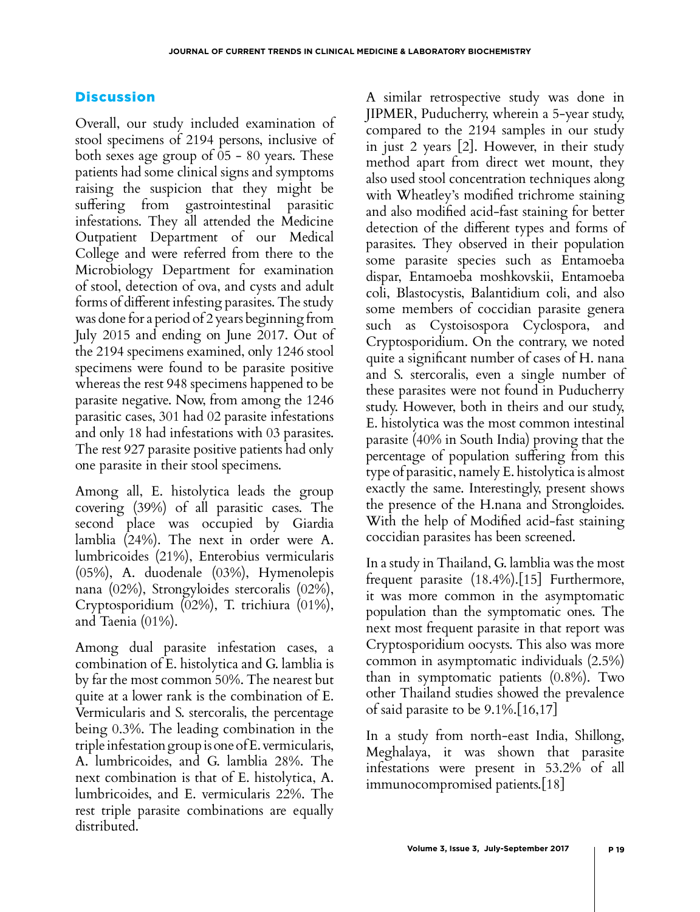## Discussion

Overall, our study included examination of stool specimens of 2194 persons, inclusive of both sexes age group of 05 - 80 years. These patients had some clinical signs and symptoms raising the suspicion that they might be suffering from gastrointestinal parasitic infestations. They all attended the Medicine Outpatient Department of our Medical College and were referred from there to the Microbiology Department for examination of stool, detection of ova, and cysts and adult forms of different infesting parasites. The study was done for a period of 2 years beginning from July 2015 and ending on June 2017. Out of the 2194 specimens examined, only 1246 stool specimens were found to be parasite positive whereas the rest 948 specimens happened to be parasite negative. Now, from among the 1246 parasitic cases, 301 had 02 parasite infestations and only 18 had infestations with 03 parasites. The rest 927 parasite positive patients had only one parasite in their stool specimens.

Among all, E. histolytica leads the group covering (39%) of all parasitic cases. The second place was occupied by Giardia lamblia (24%). The next in order were A. lumbricoides (21%), Enterobius vermicularis (05%), A. duodenale (03%), Hymenolepis nana (02%), Strongyloides stercoralis (02%), Cryptosporidium (02%), T. trichiura (01%), and Taenia (01%).

Among dual parasite infestation cases, a combination of E. histolytica and G. lamblia is by far the most common 50%. The nearest but quite at a lower rank is the combination of E. Vermicularis and S. stercoralis, the percentage being 0.3%. The leading combination in the triple infestation group is one of E. vermicularis, A. lumbricoides, and G. lamblia 28%. The next combination is that of E. histolytica, A. lumbricoides, and E. vermicularis 22%. The rest triple parasite combinations are equally distributed.

A similar retrospective study was done in JIPMER, Puducherry, wherein a 5-year study, compared to the 2194 samples in our study in just 2 years [2]. However, in their study method apart from direct wet mount, they also used stool concentration techniques along with Wheatley's modified trichrome staining and also modified acid-fast staining for better detection of the different types and forms of parasites. They observed in their population some parasite species such as Entamoeba dispar, Entamoeba moshkovskii, Entamoeba coli, Blastocystis, Balantidium coli, and also some members of coccidian parasite genera such as Cystoisospora Cyclospora, and Cryptosporidium. On the contrary, we noted quite a significant number of cases of H. nana and S. stercoralis, even a single number of these parasites were not found in Puducherry study. However, both in theirs and our study, E. histolytica was the most common intestinal parasite (40% in South India) proving that the percentage of population suffering from this type of parasitic, namely E. histolytica is almost exactly the same. Interestingly, present shows the presence of the H.nana and Strongloides. With the help of Modified acid-fast staining coccidian parasites has been screened.

In a study in Thailand, G. lamblia was the most frequent parasite (18.4%).[15] Furthermore, it was more common in the asymptomatic population than the symptomatic ones. The next most frequent parasite in that report was Cryptosporidium oocysts. This also was more common in asymptomatic individuals (2.5%) than in symptomatic patients (0.8%). Two other Thailand studies showed the prevalence of said parasite to be 9.1%.[16,17]

In a study from north-east India, Shillong, Meghalaya, it was shown that parasite infestations were present in 53.2% of all immunocompromised patients.[18]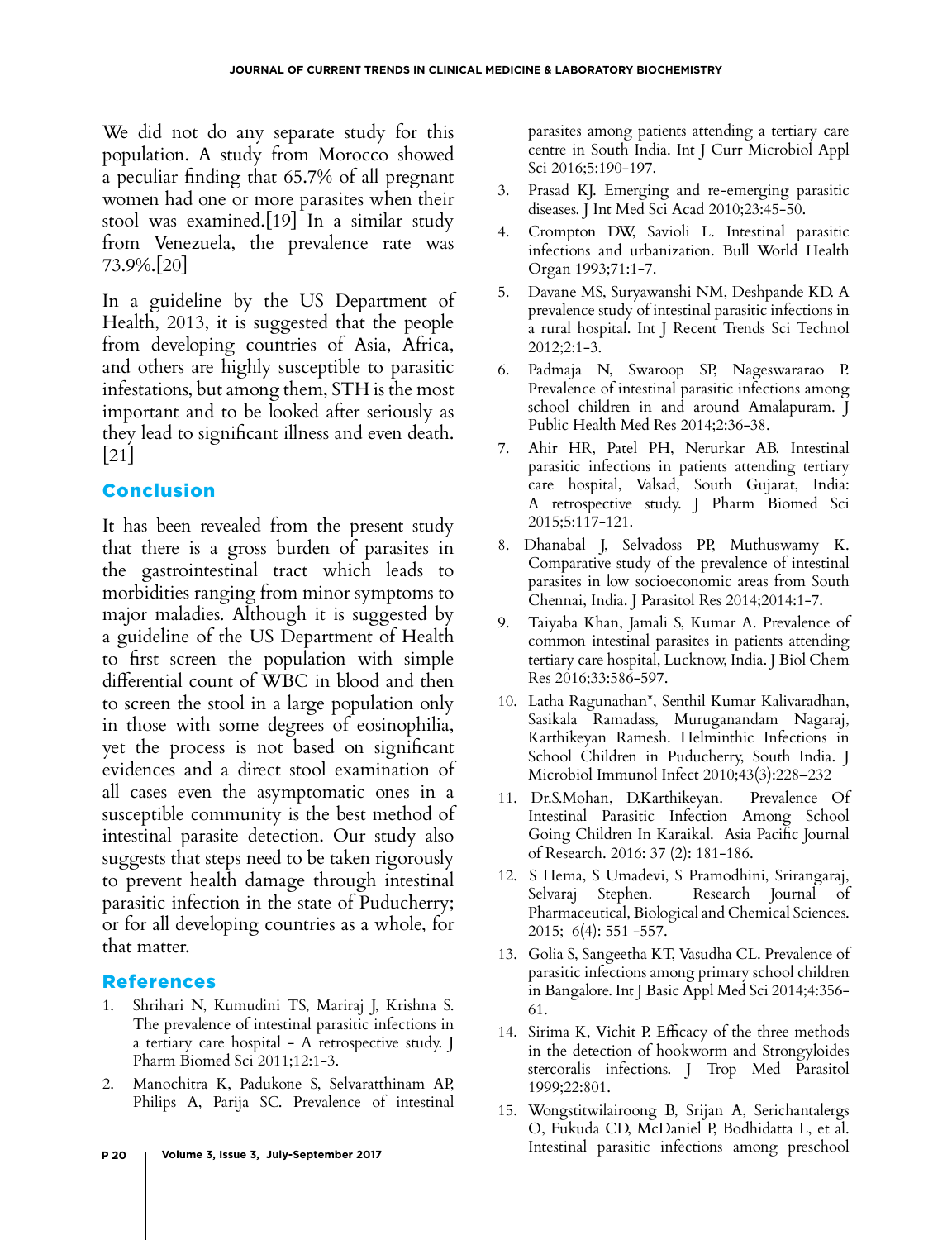We did not do any separate study for this population. A study from Morocco showed a peculiar finding that 65.7% of all pregnant women had one or more parasites when their stool was examined.[19] In a similar study from Venezuela, the prevalence rate was 73.9%.[20]

In a guideline by the US Department of Health, 2013, it is suggested that the people from developing countries of Asia, Africa, and others are highly susceptible to parasitic infestations, but among them, STH is the most important and to be looked after seriously as they lead to significant illness and even death.[21]

## Conclusion

It has been revealed from the present study that there is a gross burden of parasites in the gastrointestinal tract which leads to morbidities ranging from minor symptoms to major maladies. Although it is suggested by a guideline of the US Department of Health to first screen the population with simple differential count of WBC in blood and then to screen the stool in a large population only in those with some degrees of eosinophilia, yet the process is not based on significant evidences and a direct stool examination of all cases even the asymptomatic ones in a susceptible community is the best method of intestinal parasite detection. Our study also suggests that steps need to be taken rigorously to prevent health damage through intestinal parasitic infection in the state of Puducherry; or for all developing countries as a whole, for that matter.

## References

1. Shrihari N, Kumudini TS, Mariraj J, Krishna S. The prevalence of intestinal parasitic infections in a tertiary care hospital - A retrospective study. J Pharm Biomed Sci 2011;12:1-3.
2. Manochitra K, Padukone S, Selvaratthinam AP, Philips A, Parija SC. Prevalence of intestinal parasites among patients attending a tertiary care centre in South India. Int J Curr Microbiol Appl Sci 2016;5:190-197.
3. Prasad KJ. Emerging and re-emerging parasitic diseases. J Int Med Sci Acad 2010;23:45-50.
4. Crompton DW, Savioli L. Intestinal parasitic infections and urbanization. Bull World Health Organ 1993;71:1-7.
5. Davane MS, Suryawanshi NM, Deshpande KD. A prevalence study of intestinal parasitic infections in a rural hospital. Int J Recent Trends Sci Technol 2012;2:1-3.
6. Padmaja N, Swaroop SP, Nageswararao P. Prevalence of intestinal parasitic infections among school children in and around Amalapuram. J Public Health Med Res 2014;2:36-38.
7. Ahir HR, Patel PH, Nerurkar AB. Intestinal parasitic infections in patients attending tertiary care hospital, Valsad, South Gujarat, India: A retrospective study. J Pharm Biomed Sci 2015;5:117-121.
8. Dhanabal J, Selvadoss PP, Muthuswamy K. Comparative study of the prevalence of intestinal parasites in low socioeconomic areas from South Chennai, India. J Parasitol Res 2014;2014:1-7.
9. Taiyaba Khan, Jamali S, Kumar A. Prevalence of common intestinal parasites in patients attending tertiary care hospital, Lucknow, India. J Biol Chem Res 2016;33:586-597.
10. Latha Ragunathan*, Senthil Kumar Kalivaradhan, Sasikala Ramadass, Muruganandam Nagaraj, Karthikeyan Ramesh. Helminthic Infections in School Children in Puducherry, South India. J Microbiol Immunol Infect 2010;43(3):228–232
11. Dr.S.Mohan, D.Karthikeyan. Prevalence Of Intestinal Parasitic Infection Among School Going Children In Karaikal. Asia Pacific Journal of Research. 2016: 37 (2): 181-186.
12. S Hema, S Umadevi, S Pramodhini, Srirangaraj, Selvaraj Stephen. Research Journal of Pharmaceutical, Biological and Chemical Sciences. 2015; 6(4): 551 -557.
13. Golia S, Sangeetha KT, Vasudha CL. Prevalence of parasitic infections among primary school children in Bangalore. Int J Basic Appl Med Sci 2014;4:356-61.
14. Sirima K, Vichit P. Efficacy of the three methods in the detection of hookworm and Strongyloides stercoralis infections. J Trop Med Parasitol 1999;22:801.
15. Wongstitwilairoong B, Srijan A, Serichantalergs O, Fukuda CD, McDaniel P, Bodhidatta L, et al. Intestinal parasitic infections among preschool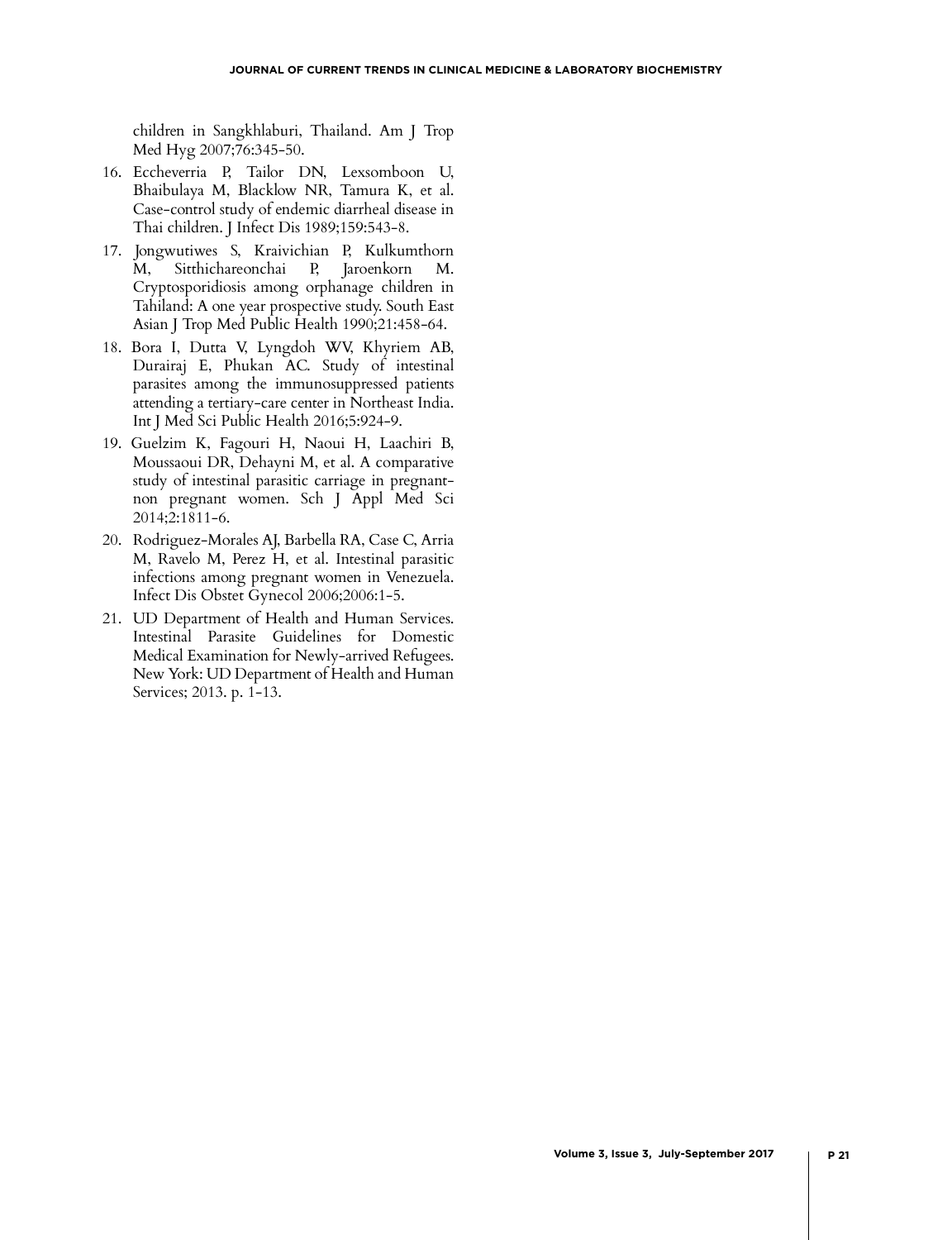children in Sangkhlaburi, Thailand. Am J Trop Med Hyg 2007;76:345-50.

16. Eccheverria P, Tailor DN, Lexsomboon U, Bhaibulaya M, Blacklow NR, Tamura K, et al. Case-control study of endemic diarrheal disease in Thai children. J Infect Dis 1989;159:543-8.
17. Jongwutiwes S, Kraivichian P, Kulkumthorn M, Sitthichareonchai P, Jaroenkorn M. Cryptosporidiosis among orphanage children in Tahiland: A one year prospective study. South East Asian J Trop Med Public Health 1990;21:458-64.
18. Bora I, Dutta V, Lyngdoh WV, Khyriem AB, Durairaj E, Phukan AC. Study of intestinal parasites among the immunosuppressed patients attending a tertiary-care center in Northeast India. Int J Med Sci Public Health 2016;5:924-9.
19. Guelzim K, Fagouri H, Naoui H, Laachiri B, Moussaoui DR, Dehayni M, et al. A comparative study of intestinal parasitic carriage in pregnant-non pregnant women. Sch J Appl Med Sci 2014;2:1811-6.
20. Rodriguez-Morales AJ, Barbella RA, Case C, Arria M, Ravelo M, Perez H, et al. Intestinal parasitic infections among pregnant women in Venezuela. Infect Dis Obstet Gynecol 2006;2006:1-5.
21. UD Department of Health and Human Services. Intestinal Parasite Guidelines for Domestic Medical Examination for Newly-arrived Refugees. New York: UD Department of Health and Human Services; 2013. p. 1-13.